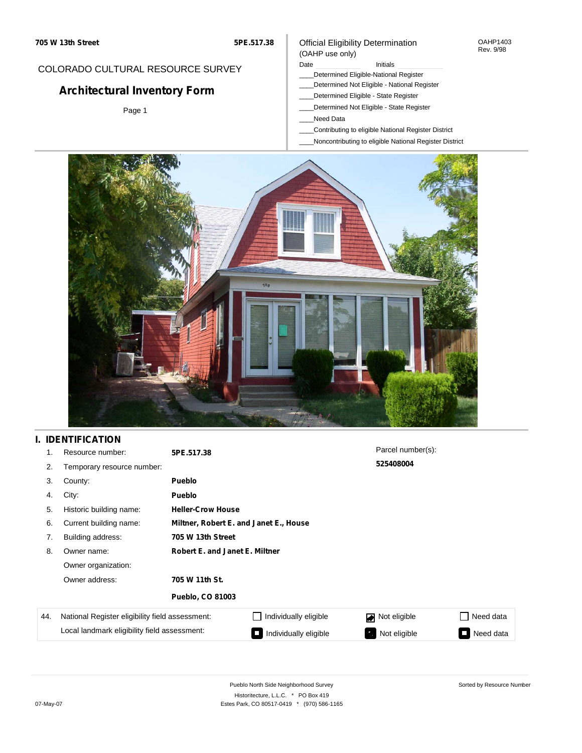705 W 13th Street | 5PE.517.38

COLORADO CULTURAL RESOURCE SURVEY

# Architectural Inventory Form

Page 1

Official Eligibility Determination
(OAHP use only)

OAHP1403
Rev. 9/98

Date ____________ Initials ____________

____Determined Eligible-National Register
____Determined Not Eligible - National Register
____Determined Eligible - State Register
____Determined Not Eligible - State Register
____Need Data
____Contributing to eligible National Register District
____Noncontributing to eligible National Register District

## I. IDENTIFICATION

1. Resource number: **5PE.517.38**
2. Temporary resource number:
3. County: **Pueblo**
4. City: **Pueblo**
5. Historic building name: **Heller-Crow House**
6. Current building name: **Miltner, Robert E. and Janet E., House**
7. Building address: **705 W 13th Street**
8. Owner name: **Robert E. and Janet E. Miltner**

   Owner organization:

   Owner address: **705 W 11th St.**

   **Pueblo, CO 81003**

Parcel number(s): **525408004**

| 44. | | | | |
|---|---|---|---|---|
| National Register eligibility field assessment: | ☐ Individually eligible | ☑ Not eligible | ☐ Need data |
| Local landmark eligibility field assessment: | ■ Individually eligible | ■ Not eligible | ■ Need data |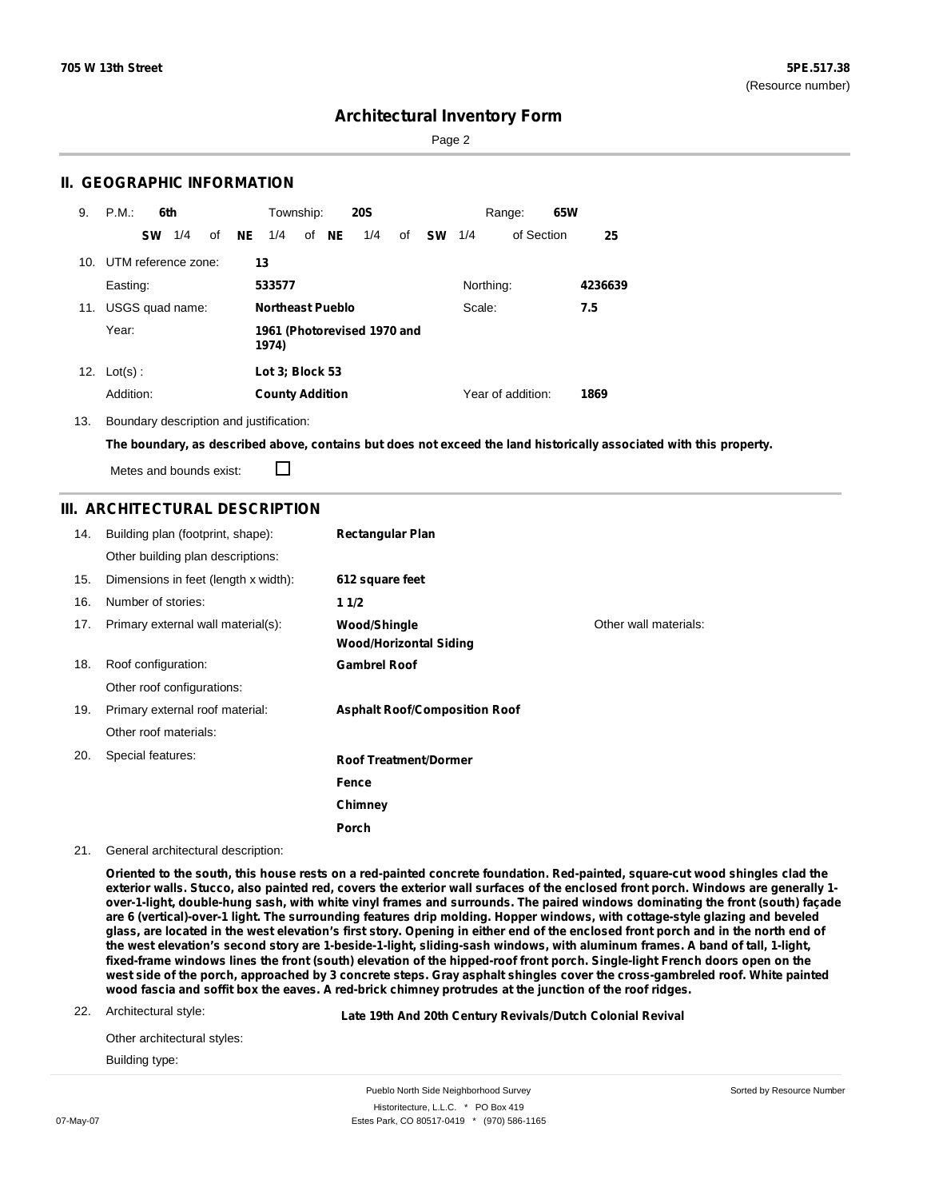**705 W 13th Street**

**5PE.517.38**
(Resource number)

# Architectural Inventory Form

## II. GEOGRAPHIC INFORMATION

9. P.M.: **6th** Township: **20S** Range: **65W**
   **SW** 1/4 of **NE** 1/4 of **NE** 1/4 of **SW** 1/4 of Section **25**

10. UTM reference zone: **13**
    Easting: **533577** Northing: **4236639**

11. USGS quad name: **Northeast Pueblo** Scale: **7.5**
    Year: **1961 (Photorevised 1970 and 1974)**

12. Lot(s): **Lot 3; Block 53**
    Addition: **County Addition** Year of addition: **1869**

13. Boundary description and justification:

**The boundary, as described above, contains but does not exceed the land historically associated with this property.**

Metes and bounds exist: ☐

## III. ARCHITECTURAL DESCRIPTION

14. Building plan (footprint, shape): **Rectangular Plan**
    Other building plan descriptions:

15. Dimensions in feet (length x width): **612 square feet**

16. Number of stories: **1 1/2**

17. Primary external wall material(s): **Wood/Shingle**, **Wood/Horizontal Siding**
    Other wall materials:

18. Roof configuration: **Gambrel Roof**
    Other roof configurations:

19. Primary external roof material: **Asphalt Roof/Composition Roof**
    Other roof materials:

20. Special features:
    **Roof Treatment/Dormer**
    **Fence**
    **Chimney**
    **Porch**

21. General architectural description:

**Oriented to the south, this house rests on a red-painted concrete foundation. Red-painted, square-cut wood shingles clad the exterior walls. Stucco, also painted red, covers the exterior wall surfaces of the enclosed front porch. Windows are generally 1-over-1-light, double-hung sash, with white vinyl frames and surrounds. The paired windows dominating the front (south) façade are 6 (vertical)-over-1 light. The surrounding features drip molding. Hopper windows, with cottage-style glazing and beveled glass, are located in the west elevation's first story. Opening in either end of the enclosed front porch and in the north end of the west elevation's second story are 1-beside-1-light, sliding-sash windows, with aluminum frames. A band of tall, 1-light, fixed-frame windows lines the front (south) elevation of the hipped-roof front porch. Single-light French doors open on the west side of the porch, approached by 3 concrete steps. Gray asphalt shingles cover the cross-gambreled roof. White painted wood fascia and soffit box the eaves. A red-brick chimney protrudes at the junction of the roof ridges.**

22. Architectural style: **Late 19th And 20th Century Revivals/Dutch Colonial Revival**
    Other architectural styles:
    Building type: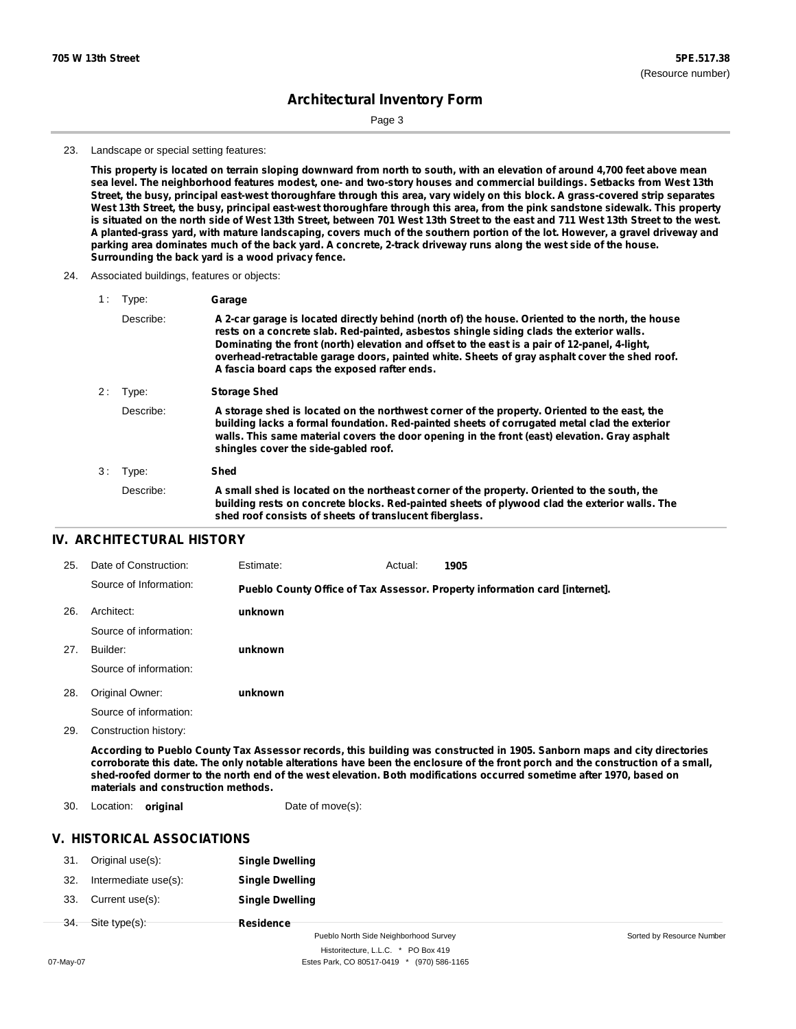23. Landscape or special setting features:

**This property is located on terrain sloping downward from north to south, with an elevation of around 4,700 feet above mean sea level. The neighborhood features modest, one- and two-story houses and commercial buildings. Setbacks from West 13th Street, the busy, principal east-west thoroughfare through this area, vary widely on this block. A grass-covered strip separates West 13th Street, the busy, principal east-west thoroughfare through this area, from the pink sandstone sidewalk. This property is situated on the north side of West 13th Street, between 701 West 13th Street to the east and 711 West 13th Street to the west. A planted-grass yard, with mature landscaping, covers much of the southern portion of the lot. However, a gravel driveway and parking area dominates much of the back yard. A concrete, 2-track driveway runs along the west side of the house. Surrounding the back yard is a wood privacy fence.**

24. Associated buildings, features or objects:

1 : Type: **Garage**

Describe: **A 2-car garage is located directly behind (north of) the house. Oriented to the north, the house rests on a concrete slab. Red-painted, asbestos shingle siding clads the exterior walls. Dominating the front (north) elevation and offset to the east is a pair of 12-panel, 4-light, overhead-retractable garage doors, painted white. Sheets of gray asphalt cover the shed roof. A fascia board caps the exposed rafter ends.**

2 : Type: **Storage Shed**

Describe: **A storage shed is located on the northwest corner of the property. Oriented to the east, the building lacks a formal foundation. Red-painted sheets of corrugated metal clad the exterior walls. This same material covers the door opening in the front (east) elevation. Gray asphalt shingles cover the side-gabled roof.**

3 : Type: **Shed**

Describe: **A small shed is located on the northeast corner of the property. Oriented to the south, the building rests on concrete blocks. Red-painted sheets of plywood clad the exterior walls. The shed roof consists of sheets of translucent fiberglass.**

## IV. ARCHITECTURAL HISTORY

25. Date of Construction: Estimate: Actual: **1905**

Source of Information: **Pueblo County Office of Tax Assessor. Property information card [internet].**

26. Architect: **unknown**

Source of information:

27. Builder: **unknown**

Source of information:

28. Original Owner: **unknown**

Source of information:

29. Construction history:

**According to Pueblo County Tax Assessor records, this building was constructed in 1905. Sanborn maps and city directories corroborate this date. The only notable alterations have been the enclosure of the front porch and the construction of a small, shed-roofed dormer to the north end of the west elevation. Both modifications occurred sometime after 1970, based on materials and construction methods.**

30. Location: **original** Date of move(s):

## V. HISTORICAL ASSOCIATIONS

31. Original use(s): **Single Dwelling**

32. Intermediate use(s): **Single Dwelling**

33. Current use(s): **Single Dwelling**

34. Site type(s): **Residence**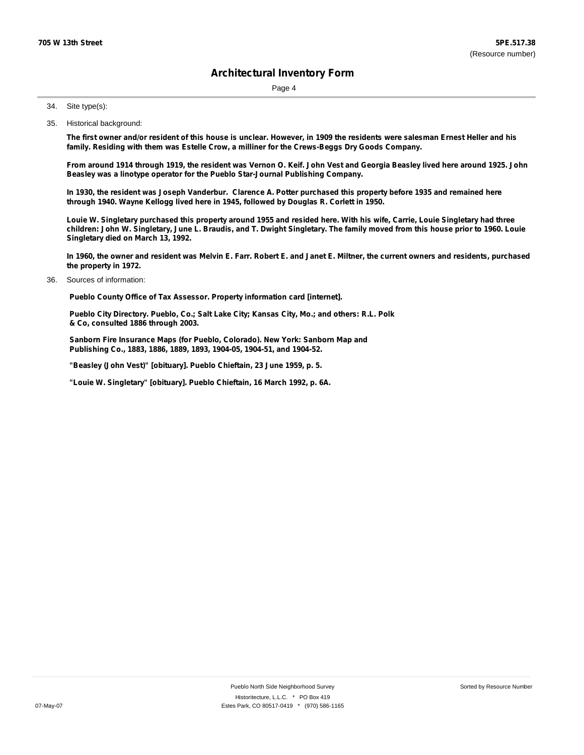## Architectural Inventory Form

34. Site type(s):

35. Historical background:

**The first owner and/or resident of this house is unclear. However, in 1909 the residents were salesman Ernest Heller and his family. Residing with them was Estelle Crow, a milliner for the Crews-Beggs Dry Goods Company.**

**From around 1914 through 1919, the resident was Vernon O. Keif. John Vest and Georgia Beasley lived here around 1925. John Beasley was a linotype operator for the Pueblo Star-Journal Publishing Company.**

**In 1930, the resident was Joseph Vanderbur. Clarence A. Potter purchased this property before 1935 and remained here through 1940. Wayne Kellogg lived here in 1945, followed by Douglas R. Corlett in 1950.**

**Louie W. Singletary purchased this property around 1955 and resided here. With his wife, Carrie, Louie Singletary had three children: John W. Singletary, June L. Braudis, and T. Dwight Singletary. The family moved from this house prior to 1960. Louie Singletary died on March 13, 1992.**

**In 1960, the owner and resident was Melvin E. Farr. Robert E. and Janet E. Miltner, the current owners and residents, purchased the property in 1972.**

36. Sources of information:

**Pueblo County Office of Tax Assessor. Property information card [internet].**

**Pueblo City Directory. Pueblo, Co.; Salt Lake City; Kansas City, Mo.; and others: R.L. Polk & Co, consulted 1886 through 2003.**

**Sanborn Fire Insurance Maps (for Pueblo, Colorado). New York: Sanborn Map and Publishing Co., 1883, 1886, 1889, 1893, 1904-05, 1904-51, and 1904-52.**

**"Beasley (John Vest)" [obituary]. Pueblo Chieftain, 23 June 1959, p. 5.**

**"Louie W. Singletary" [obituary]. Pueblo Chieftain, 16 March 1992, p. 6A.**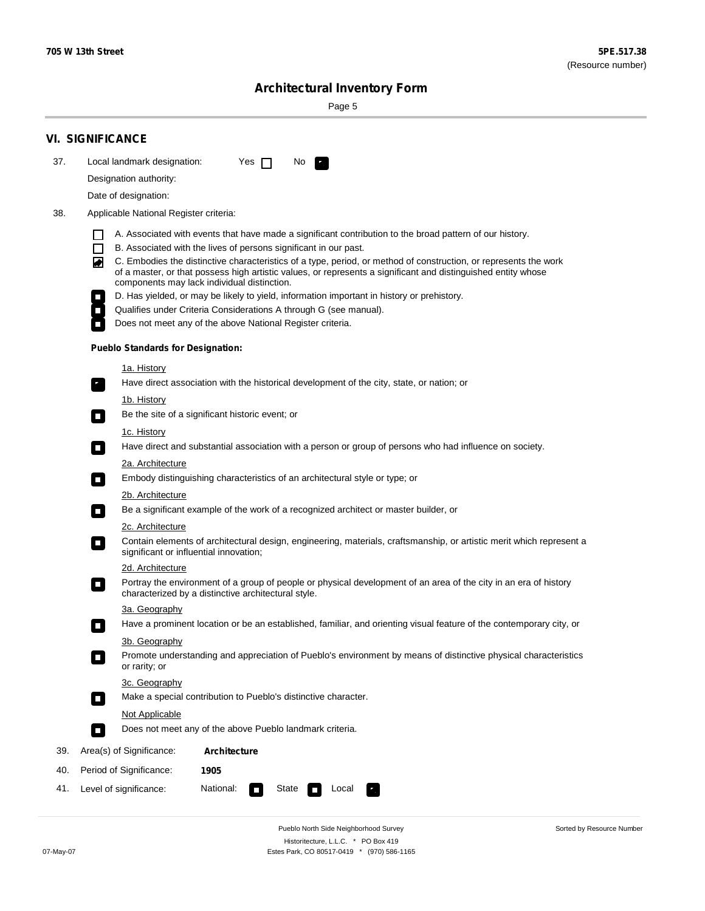705 W 13th Street

**5PE.517.38**
(Resource number)

# Architectural Inventory Form

## VI. SIGNIFICANCE

37. Local landmark designation: Yes ☐ No ☒

Designation authority:

Date of designation:

38. Applicable National Register criteria:

- ☐ A. Associated with events that have made a significant contribution to the broad pattern of our history.
- ☐ B. Associated with the lives of persons significant in our past.
- ☒ C. Embodies the distinctive characteristics of a type, period, or method of construction, or represents the work of a master, or that possess high artistic values, or represents a significant and distinguished entity whose components may lack individual distinction.
- ☐ D. Has yielded, or may be likely to yield, information important in history or prehistory.
- ☐ Qualifies under Criteria Considerations A through G (see manual).
- ☐ Does not meet any of the above National Register criteria.

**Pueblo Standards for Designation:**

1a. History
- ☒ Have direct association with the historical development of the city, state, or nation; or

1b. History
- ☐ Be the site of a significant historic event; or

1c. History
- ☐ Have direct and substantial association with a person or group of persons who had influence on society.

2a. Architecture
- ☐ Embody distinguishing characteristics of an architectural style or type; or

2b. Architecture
- ☐ Be a significant example of the work of a recognized architect or master builder, or

2c. Architecture
- ☐ Contain elements of architectural design, engineering, materials, craftsmanship, or artistic merit which represent a significant or influential innovation;

2d. Architecture
- ☐ Portray the environment of a group of people or physical development of an area of the city in an era of history characterized by a distinctive architectural style.

3a. Geography
- ☐ Have a prominent location or be an established, familiar, and orienting visual feature of the contemporary city, or

3b. Geography
- ☐ Promote understanding and appreciation of Pueblo's environment by means of distinctive physical characteristics or rarity; or

3c. Geography
- ☐ Make a special contribution to Pueblo's distinctive character.

Not Applicable
- ☐ Does not meet any of the above Pueblo landmark criteria.

39. Area(s) of Significance: **Architecture**

40. Period of Significance: **1905**

41. Level of significance: National: ☐ State ☐ Local ☒

Pueblo North Side Neighborhood Survey
Historitecture, L.L.C. * PO Box 419
Estes Park, CO 80517-0419 * (970) 586-1165

07-May-07

Sorted by Resource Number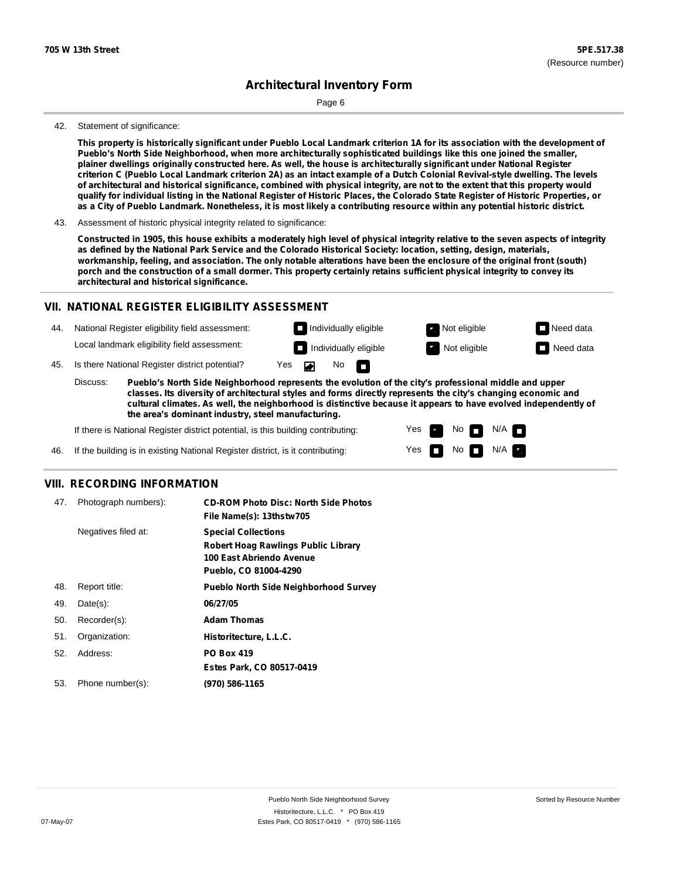**705 W 13th Street** | **5PE.517.38** (Resource number)

## Architectural Inventory Form

Page 6

42. Statement of significance:

**This property is historically significant under Pueblo Local Landmark criterion 1A for its association with the development of Pueblo's North Side Neighborhood, when more architecturally sophisticated buildings like this one joined the smaller, plainer dwellings originally constructed here. As well, the house is architecturally significant under National Register criterion C (Pueblo Local Landmark criterion 2A) as an intact example of a Dutch Colonial Revival-style dwelling. The levels of architectural and historical significance, combined with physical integrity, are not to the extent that this property would qualify for individual listing in the National Register of Historic Places, the Colorado State Register of Historic Properties, or as a City of Pueblo Landmark. Nonetheless, it is most likely a contributing resource within any potential historic district.**

43. Assessment of historic physical integrity related to significance:

**Constructed in 1905, this house exhibits a moderately high level of physical integrity relative to the seven aspects of integrity as defined by the National Park Service and the Colorado Historical Society: location, setting, design, materials, workmanship, feeling, and association. The only notable alterations have been the enclosure of the original front (south) porch and the construction of a small dormer. This property certainly retains sufficient physical integrity to convey its architectural and historical significance.**

## VII. NATIONAL REGISTER ELIGIBILITY ASSESSMENT

44. National Register eligibility field assessment: ☐ Individually eligible ☒ Not eligible ☐ Need data

Local landmark eligibility field assessment: ☐ Individually eligible ☒ Not eligible ☐ Need data

45. Is there National Register district potential? Yes ☒ No ☐

Discuss: **Pueblo's North Side Neighborhood represents the evolution of the city's professional middle and upper classes. Its diversity of architectural styles and forms directly represents the city's changing economic and cultural climates. As well, the neighborhood is distinctive because it appears to have evolved independently of the area's dominant industry, steel manufacturing.**

If there is National Register district potential, is this building contributing: Yes ☒ No ☐ N/A ☐

46. If the building is in existing National Register district, is it contributing: Yes ☐ No ☐ N/A ☒

## VIII. RECORDING INFORMATION

47. Photograph numbers): **CD-ROM Photo Disc: North Side Photos**
**File Name(s): 13thstw705**

Negatives filed at: **Special Collections**
**Robert Hoag Rawlings Public Library**
**100 East Abriendo Avenue**
**Pueblo, CO 81004-4290**

48. Report title: **Pueblo North Side Neighborhood Survey**

49. Date(s): **06/27/05**

50. Recorder(s): **Adam Thomas**

51. Organization: **Historitecture, L.L.C.**

52. Address: **PO Box 419**
**Estes Park, CO 80517-0419**

53. Phone number(s): **(970) 586-1165**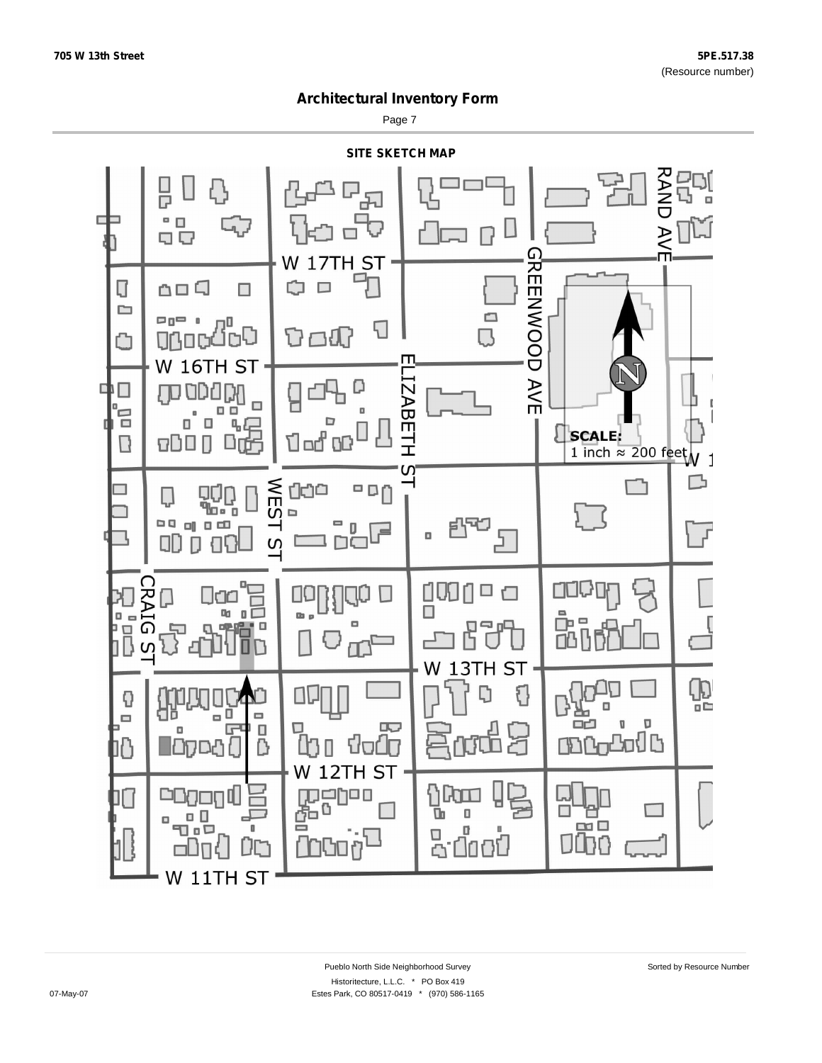## Architectural Inventory Form

### SITE SKETCH MAP

W 17TH ST

GREENWOOD AVE

RAND AVE

W 16TH ST

ELIZABETH ST

SCALE:
1 inch ≈ 200 feet

WEST ST

CRAIG ST

W 13TH ST

W 12TH ST

W 11TH ST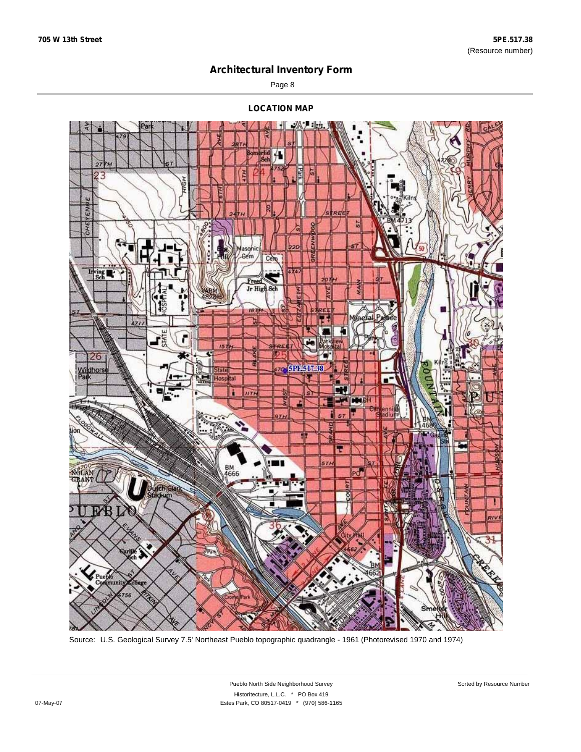## LOCATION MAP

Source: U.S. Geological Survey 7.5' Northeast Pueblo topographic quadrangle - 1961 (Photorevised 1970 and 1974)